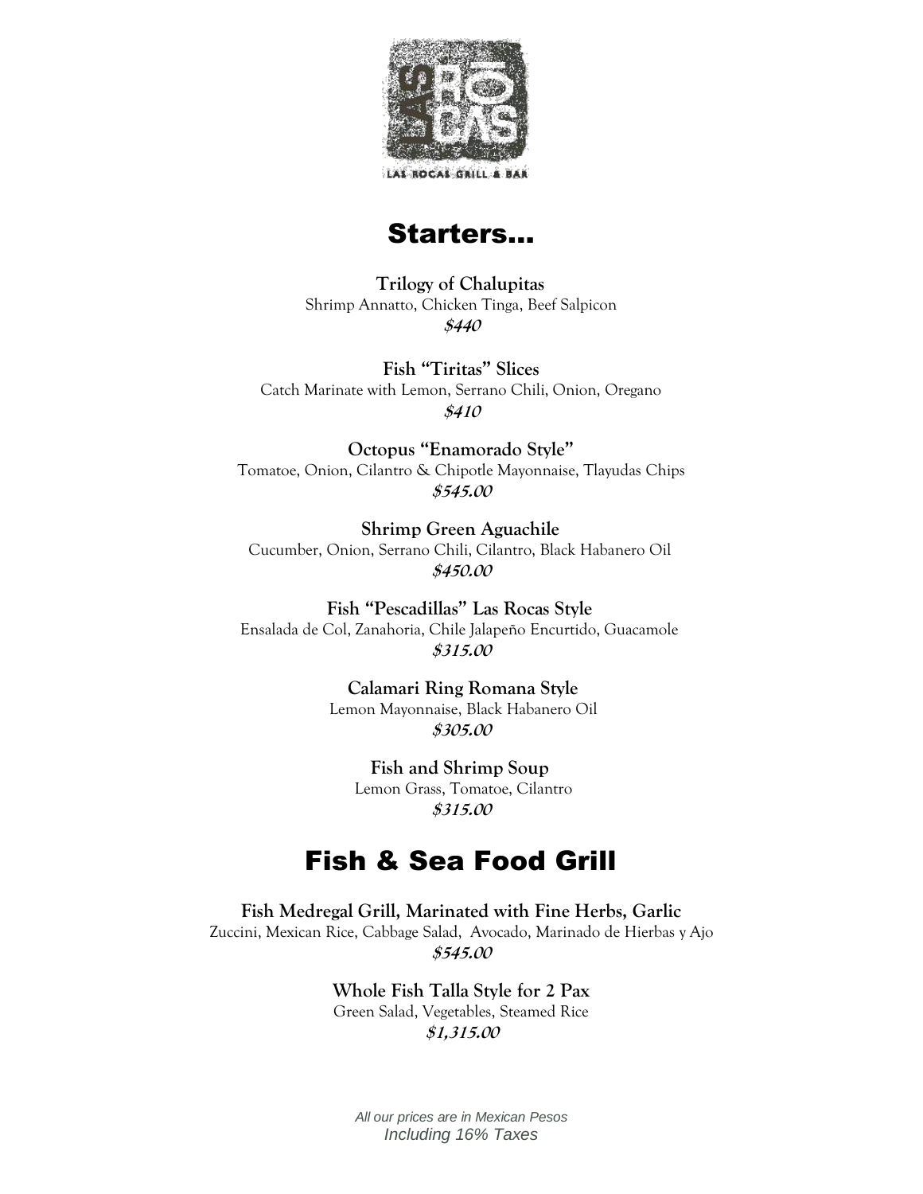# Starters...

**Trilogy of Chalupitas**
Shrimp Annatto, Chicken Tinga, Beef Salpicon
***$440***

**Fish "Tiritas" Slices**
Catch Marinate with Lemon, Serrano Chili, Onion, Oregano
***$410***

**Octopus "Enamorado Style"**
Tomatoe, Onion, Cilantro & Chipotle Mayonnaise, Tlayudas Chips
***$545.00***

**Shrimp Green Aguachile**
Cucumber, Onion, Serrano Chili, Cilantro, Black Habanero Oil
***$450.00***

**Fish "Pescadillas" Las Rocas Style**
Ensalada de Col, Zanahoria, Chile Jalapeño Encurtido, Guacamole
***$315.00***

**Calamari Ring Romana Style**
Lemon Mayonnaise, Black Habanero Oil
***$305.00***

**Fish and Shrimp Soup**
Lemon Grass, Tomatoe, Cilantro
***$315.00***

# Fish & Sea Food Grill

**Fish Medregal Grill, Marinated with Fine Herbs, Garlic**
Zuccini, Mexican Rice, Cabbage Salad, Avocado, Marinado de Hierbas y Ajo
***$545.00***

**Whole Fish Talla Style for 2 Pax**
Green Salad, Vegetables, Steamed Rice
***$1,315.00***

*All our prices are in Mexican Pesos*
*Including 16% Taxes*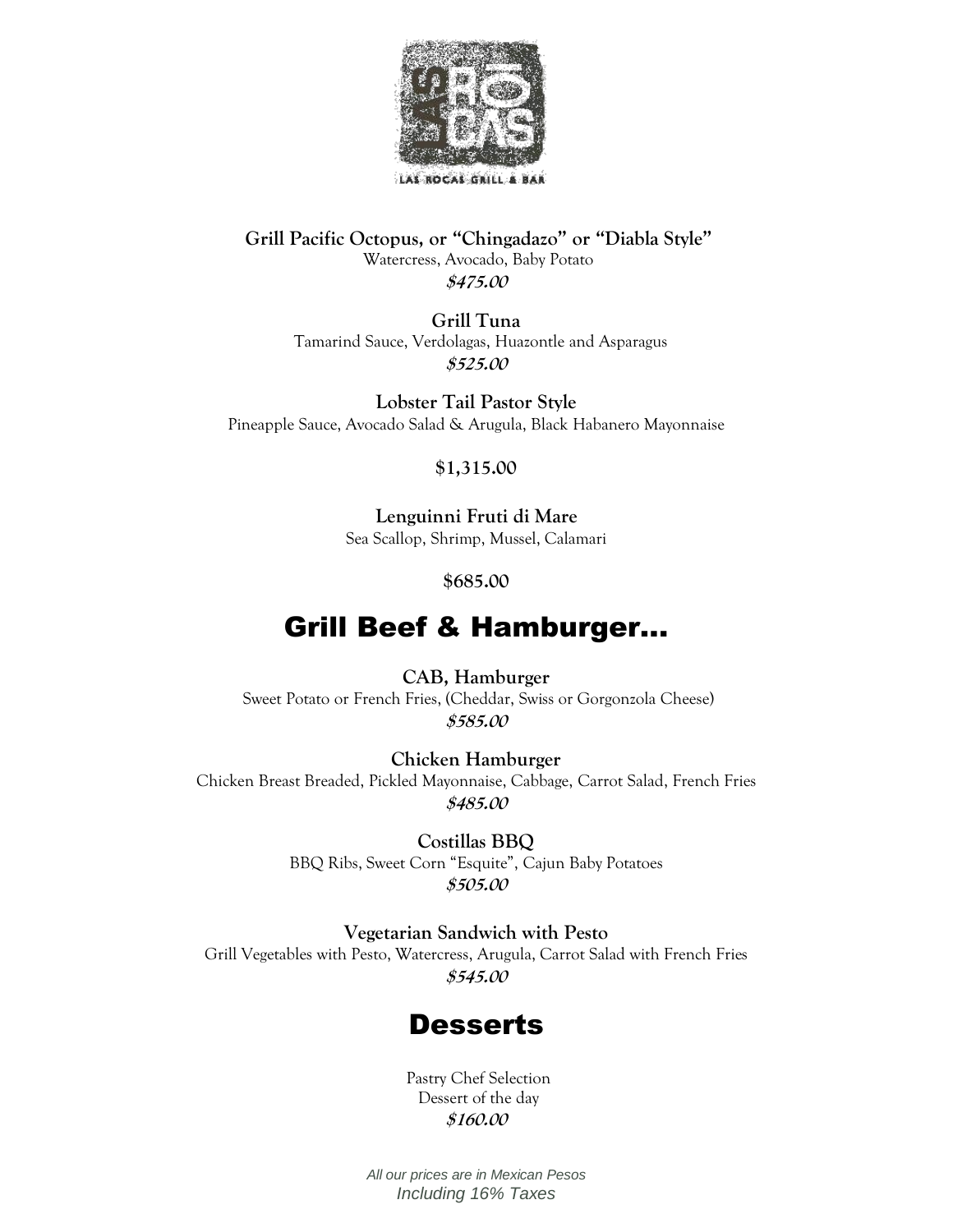Las Rocas Grill & Bar

**Grill Pacific Octopus, or "Chingadazo" or "Diabla Style"**
Watercress, Avocado, Baby Potato
***$475.00***

**Grill Tuna**
Tamarind Sauce, Verdolagas, Huazontle and Asparagus
***$525.00***

**Lobster Tail Pastor Style**
Pineapple Sauce, Avocado Salad & Arugula, Black Habanero Mayonnaise

**$1,315.00**

**Lenguinni Fruti di Mare**
Sea Scallop, Shrimp, Mussel, Calamari

**$685.00**

## Grill Beef & Hamburger…

**CAB, Hamburger**
Sweet Potato or French Fries, (Cheddar, Swiss or Gorgonzola Cheese)
***$585.00***

**Chicken Hamburger**
Chicken Breast Breaded, Pickled Mayonnaise, Cabbage, Carrot Salad, French Fries
***$485.00***

**Costillas BBQ**
BBQ Ribs, Sweet Corn "Esquite", Cajun Baby Potatoes
***$505.00***

**Vegetarian Sandwich with Pesto**
Grill Vegetables with Pesto, Watercress, Arugula, Carrot Salad with French Fries
***$545.00***

## Desserts

Pastry Chef Selection
Dessert of the day
***$160.00***

*All our prices are in Mexican Pesos*
*Including 16% Taxes*